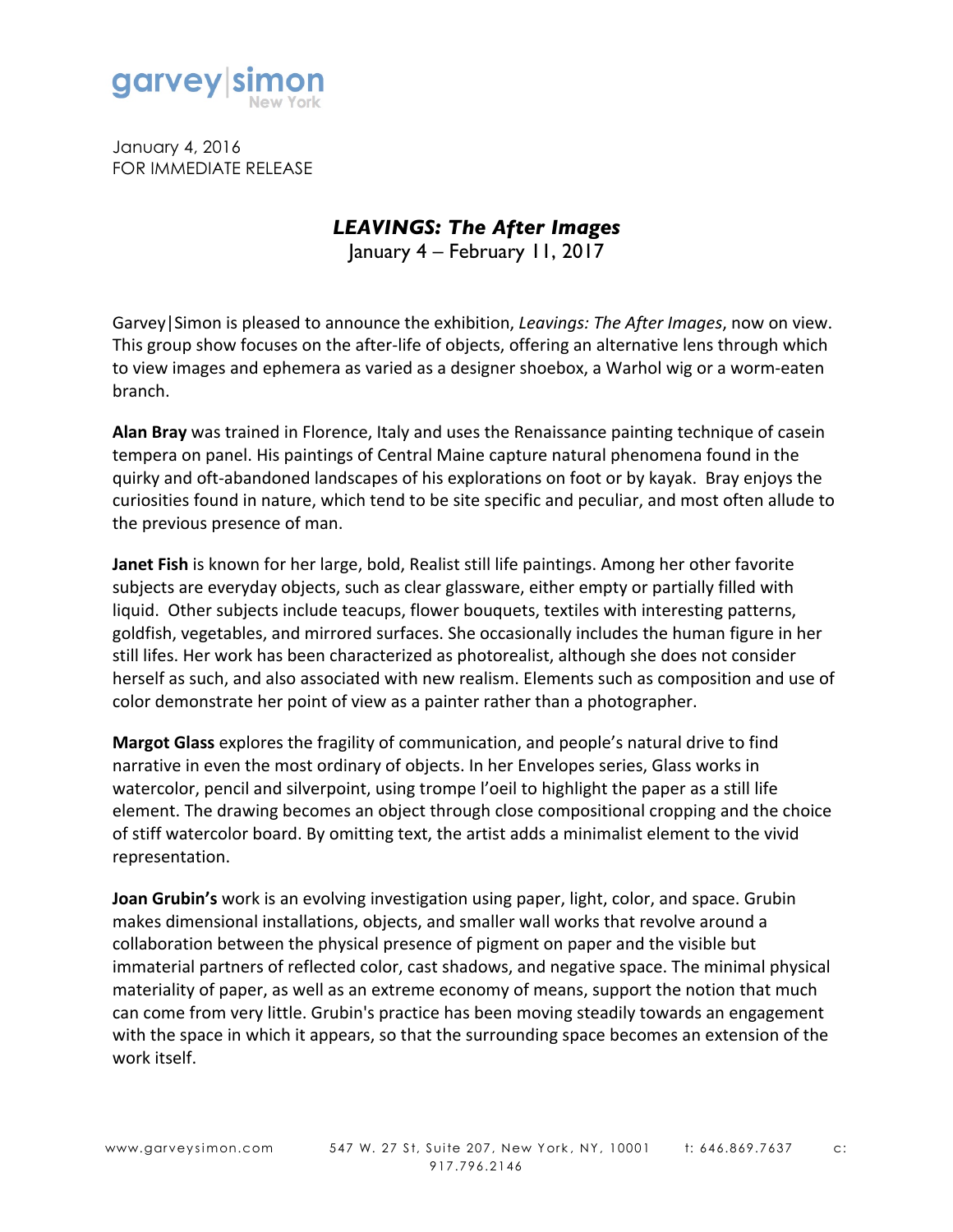garvey|simon
New York

January 4, 2016
FOR IMMEDIATE RELEASE

# *LEAVINGS: The After Images*

January 4 – February 11, 2017

Garvey|Simon is pleased to announce the exhibition, *Leavings: The After Images*, now on view. This group show focuses on the after-life of objects, offering an alternative lens through which to view images and ephemera as varied as a designer shoebox, a Warhol wig or a worm-eaten branch.

**Alan Bray** was trained in Florence, Italy and uses the Renaissance painting technique of casein tempera on panel. His paintings of Central Maine capture natural phenomena found in the quirky and oft-abandoned landscapes of his explorations on foot or by kayak. Bray enjoys the curiosities found in nature, which tend to be site specific and peculiar, and most often allude to the previous presence of man.

**Janet Fish** is known for her large, bold, Realist still life paintings. Among her other favorite subjects are everyday objects, such as clear glassware, either empty or partially filled with liquid. Other subjects include teacups, flower bouquets, textiles with interesting patterns, goldfish, vegetables, and mirrored surfaces. She occasionally includes the human figure in her still lifes. Her work has been characterized as photorealist, although she does not consider herself as such, and also associated with new realism. Elements such as composition and use of color demonstrate her point of view as a painter rather than a photographer.

**Margot Glass** explores the fragility of communication, and people's natural drive to find narrative in even the most ordinary of objects. In her Envelopes series, Glass works in watercolor, pencil and silverpoint, using trompe l'oeil to highlight the paper as a still life element. The drawing becomes an object through close compositional cropping and the choice of stiff watercolor board. By omitting text, the artist adds a minimalist element to the vivid representation.

**Joan Grubin's** work is an evolving investigation using paper, light, color, and space. Grubin makes dimensional installations, objects, and smaller wall works that revolve around a collaboration between the physical presence of pigment on paper and the visible but immaterial partners of reflected color, cast shadows, and negative space. The minimal physical materiality of paper, as well as an extreme economy of means, support the notion that much can come from very little. Grubin's practice has been moving steadily towards an engagement with the space in which it appears, so that the surrounding space becomes an extension of the work itself.

www.garveysimon.com 547 W. 27 St, Suite 207, New York, NY, 10001 t: 646.869.7637 c: 917.796.2146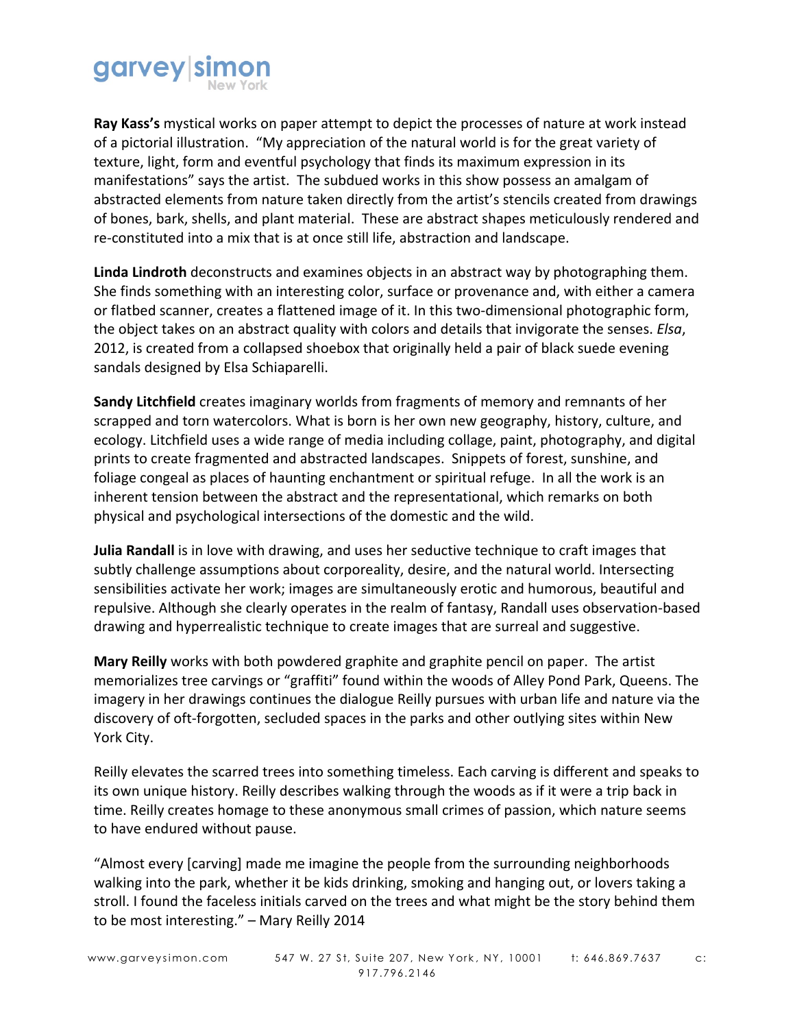**Ray Kass's** mystical works on paper attempt to depict the processes of nature at work instead of a pictorial illustration. "My appreciation of the natural world is for the great variety of texture, light, form and eventful psychology that finds its maximum expression in its manifestations" says the artist. The subdued works in this show possess an amalgam of abstracted elements from nature taken directly from the artist's stencils created from drawings of bones, bark, shells, and plant material. These are abstract shapes meticulously rendered and re-constituted into a mix that is at once still life, abstraction and landscape.

**Linda Lindroth** deconstructs and examines objects in an abstract way by photographing them. She finds something with an interesting color, surface or provenance and, with either a camera or flatbed scanner, creates a flattened image of it. In this two-dimensional photographic form, the object takes on an abstract quality with colors and details that invigorate the senses. *Elsa*, 2012, is created from a collapsed shoebox that originally held a pair of black suede evening sandals designed by Elsa Schiaparelli.

**Sandy Litchfield** creates imaginary worlds from fragments of memory and remnants of her scrapped and torn watercolors. What is born is her own new geography, history, culture, and ecology. Litchfield uses a wide range of media including collage, paint, photography, and digital prints to create fragmented and abstracted landscapes. Snippets of forest, sunshine, and foliage congeal as places of haunting enchantment or spiritual refuge. In all the work is an inherent tension between the abstract and the representational, which remarks on both physical and psychological intersections of the domestic and the wild.

**Julia Randall** is in love with drawing, and uses her seductive technique to craft images that subtly challenge assumptions about corporeality, desire, and the natural world. Intersecting sensibilities activate her work; images are simultaneously erotic and humorous, beautiful and repulsive. Although she clearly operates in the realm of fantasy, Randall uses observation-based drawing and hyperrealistic technique to create images that are surreal and suggestive.

**Mary Reilly** works with both powdered graphite and graphite pencil on paper. The artist memorializes tree carvings or "graffiti" found within the woods of Alley Pond Park, Queens. The imagery in her drawings continues the dialogue Reilly pursues with urban life and nature via the discovery of oft-forgotten, secluded spaces in the parks and other outlying sites within New York City.

Reilly elevates the scarred trees into something timeless. Each carving is different and speaks to its own unique history. Reilly describes walking through the woods as if it were a trip back in time. Reilly creates homage to these anonymous small crimes of passion, which nature seems to have endured without pause.

"Almost every [carving] made me imagine the people from the surrounding neighborhoods walking into the park, whether it be kids drinking, smoking and hanging out, or lovers taking a stroll. I found the faceless initials carved on the trees and what might be the story behind them to be most interesting." – Mary Reilly 2014